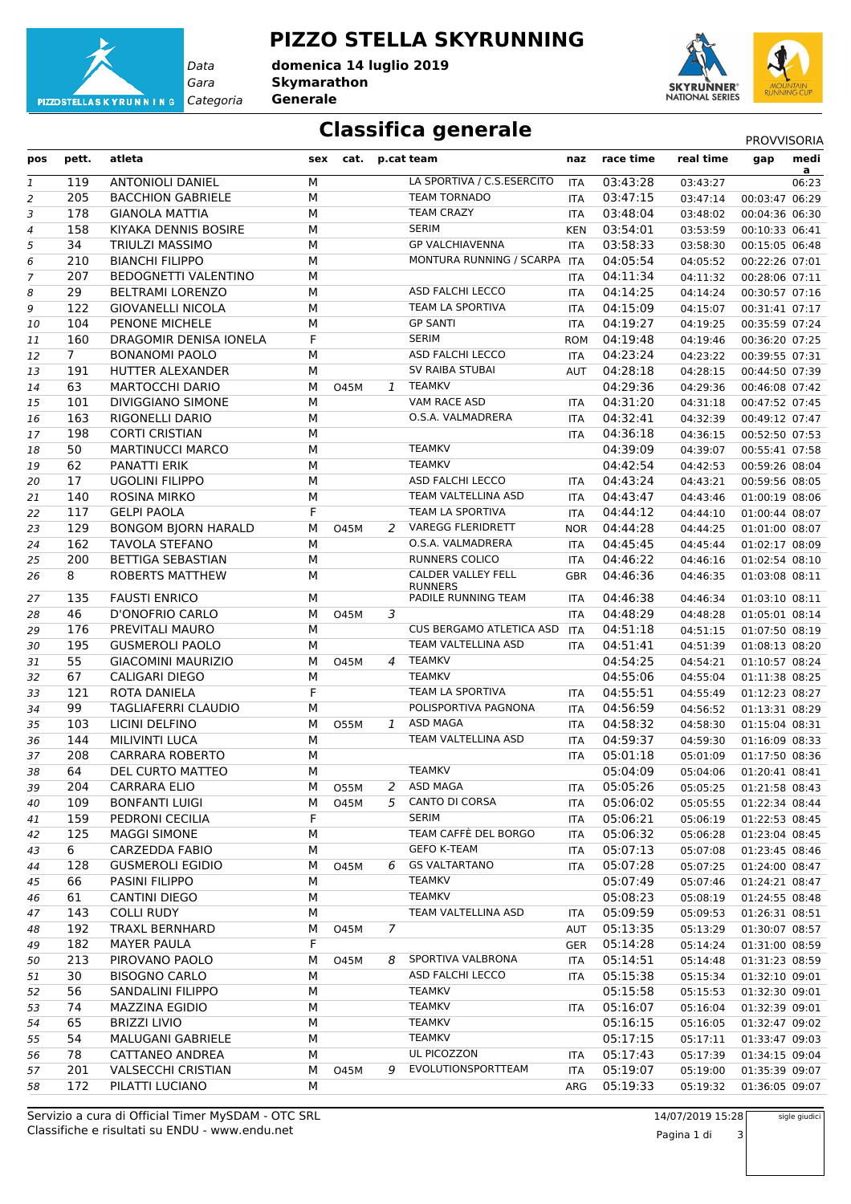# PIZZO STELLA SKYRUNNING

*Data* **domenica 14 luglio 2019**
*Gara* **Skymarathon**
*Categoria* **Generale**

## Classifica generale

PROVVISORIA

| pos | pett. | atleta | sex | cat. | p.cat | team | naz | race time | real time | gap | media |
|---|---|---|---|---|---|---|---|---|---|---|---|
| 1 | 119 | ANTONIOLI DANIEL | M | | | LA SPORTIVA / C.S.ESERCITO | ITA | 03:43:28 | 03:43:27 | | 06:23 |
| 2 | 205 | BACCHION GABRIELE | M | | | TEAM TORNADO | ITA | 03:47:15 | 03:47:14 | 00:03:47 | 06:29 |
| 3 | 178 | GIANOLA MATTIA | M | | | TEAM CRAZY | ITA | 03:48:04 | 03:48:02 | 00:04:36 | 06:30 |
| 4 | 158 | KIYAKA DENNIS BOSIRE | M | | | SERIM | KEN | 03:54:01 | 03:53:59 | 00:10:33 | 06:41 |
| 5 | 34 | TRIULZI MASSIMO | M | | | GP VALCHIAVENNA | ITA | 03:58:33 | 03:58:30 | 00:15:05 | 06:48 |
| 6 | 210 | BIANCHI FILIPPO | M | | | MONTURA RUNNING / SCARPA | ITA | 04:05:54 | 04:05:52 | 00:22:26 | 07:01 |
| 7 | 207 | BEDOGNETTI VALENTINO | M | | | | ITA | 04:11:34 | 04:11:32 | 00:28:06 | 07:11 |
| 8 | 29 | BELTRAMI LORENZO | M | | | ASD FALCHI LECCO | ITA | 04:14:25 | 04:14:24 | 00:30:57 | 07:16 |
| 9 | 122 | GIOVANELLI NICOLA | M | | | TEAM LA SPORTIVA | ITA | 04:15:09 | 04:15:07 | 00:31:41 | 07:17 |
| 10 | 104 | PENONE MICHELE | M | | | GP SANTI | ITA | 04:19:27 | 04:19:25 | 00:35:59 | 07:24 |
| 11 | 160 | DRAGOMIR DENISA IONELA | F | | | SERIM | ROM | 04:19:48 | 04:19:46 | 00:36:20 | 07:25 |
| 12 | 7 | BONANOMI PAOLO | M | | | ASD FALCHI LECCO | ITA | 04:23:24 | 04:23:22 | 00:39:55 | 07:31 |
| 13 | 191 | HUTTER ALEXANDER | M | | | SV RAIBA STUBAI | AUT | 04:28:18 | 04:28:15 | 00:44:50 | 07:39 |
| 14 | 63 | MARTOCCHI DARIO | M | O45M | 1 | TEAMKV | | 04:29:36 | 04:29:36 | 00:46:08 | 07:42 |
| 15 | 101 | DIVIGGIANO SIMONE | M | | | VAM RACE ASD | ITA | 04:31:20 | 04:31:18 | 00:47:52 | 07:45 |
| 16 | 163 | RIGONELLI DARIO | M | | | O.S.A. VALMADRERA | ITA | 04:32:41 | 04:32:39 | 00:49:12 | 07:47 |
| 17 | 198 | CORTI CRISTIAN | M | | | | ITA | 04:36:18 | 04:36:15 | 00:52:50 | 07:53 |
| 18 | 50 | MARTINUCCI MARCO | M | | | TEAMKV | | 04:39:09 | 04:39:07 | 00:55:41 | 07:58 |
| 19 | 62 | PANATTI ERIK | M | | | TEAMKV | | 04:42:54 | 04:42:53 | 00:59:26 | 08:04 |
| 20 | 17 | UGOLINI FILIPPO | M | | | ASD FALCHI LECCO | ITA | 04:43:24 | 04:43:21 | 00:59:56 | 08:05 |
| 21 | 140 | ROSINA MIRKO | M | | | TEAM VALTELLINA ASD | ITA | 04:43:47 | 04:43:46 | 01:00:19 | 08:06 |
| 22 | 117 | GELPI PAOLA | F | | | TEAM LA SPORTIVA | ITA | 04:44:12 | 04:44:10 | 01:00:44 | 08:07 |
| 23 | 129 | BONGOM BJORN HARALD | M | O45M | 2 | VAREGG FLERIDRETT | NOR | 04:44:28 | 04:44:25 | 01:01:00 | 08:07 |
| 24 | 162 | TAVOLA STEFANO | M | | | O.S.A. VALMADRERA | ITA | 04:45:45 | 04:45:44 | 01:02:17 | 08:09 |
| 25 | 200 | BETTIGA SEBASTIAN | M | | | RUNNERS COLICO | ITA | 04:46:22 | 04:46:16 | 01:02:54 | 08:10 |
| 26 | 8 | ROBERTS MATTHEW | M | | | CALDER VALLEY FELL RUNNERS | GBR | 04:46:36 | 04:46:35 | 01:03:08 | 08:11 |
| 27 | 135 | FAUSTI ENRICO | M | | | PADILE RUNNING TEAM | ITA | 04:46:38 | 04:46:34 | 01:03:10 | 08:11 |
| 28 | 46 | D'ONOFRIO CARLO | M | O45M | 3 | | ITA | 04:48:29 | 04:48:28 | 01:05:01 | 08:14 |
| 29 | 176 | PREVITALI MAURO | M | | | CUS BERGAMO ATLETICA ASD | ITA | 04:51:18 | 04:51:15 | 01:07:50 | 08:19 |
| 30 | 195 | GUSMEROLI PAOLO | M | | | TEAM VALTELLINA ASD | ITA | 04:51:41 | 04:51:39 | 01:08:13 | 08:20 |
| 31 | 55 | GIACOMINI MAURIZIO | M | O45M | 4 | TEAMKV | | 04:54:25 | 04:54:21 | 01:10:57 | 08:24 |
| 32 | 67 | CALIGARI DIEGO | M | | | TEAMKV | | 04:55:06 | 04:55:04 | 01:11:38 | 08:25 |
| 33 | 121 | ROTA DANIELA | F | | | TEAM LA SPORTIVA | ITA | 04:55:51 | 04:55:49 | 01:12:23 | 08:27 |
| 34 | 99 | TAGLIAFERRI CLAUDIO | M | | | POLISPORTIVA PAGNONA | ITA | 04:56:59 | 04:56:52 | 01:13:31 | 08:29 |
| 35 | 103 | LICINI DELFINO | M | O55M | 1 | ASD MAGA | ITA | 04:58:32 | 04:58:30 | 01:15:04 | 08:31 |
| 36 | 144 | MILIVINTI LUCA | M | | | TEAM VALTELLINA ASD | ITA | 04:59:37 | 04:59:30 | 01:16:09 | 08:33 |
| 37 | 208 | CARRARA ROBERTO | M | | | | ITA | 05:01:18 | 05:01:09 | 01:17:50 | 08:36 |
| 38 | 64 | DEL CURTO MATTEO | M | | | TEAMKV | | 05:04:09 | 05:04:06 | 01:20:41 | 08:41 |
| 39 | 204 | CARRARA ELIO | M | O55M | 2 | ASD MAGA | ITA | 05:05:26 | 05:05:25 | 01:21:58 | 08:43 |
| 40 | 109 | BONFANTI LUIGI | M | O45M | 5 | CANTO DI CORSA | ITA | 05:06:02 | 05:05:55 | 01:22:34 | 08:44 |
| 41 | 159 | PEDRONI CECILIA | F | | | SERIM | ITA | 05:06:21 | 05:06:19 | 01:22:53 | 08:45 |
| 42 | 125 | MAGGI SIMONE | M | | | TEAM CAFFÈ DEL BORGO | ITA | 05:06:32 | 05:06:28 | 01:23:04 | 08:45 |
| 43 | 6 | CARZEDDA FABIO | M | | | GEFO K-TEAM | ITA | 05:07:13 | 05:07:08 | 01:23:45 | 08:46 |
| 44 | 128 | GUSMEROLI EGIDIO | M | O45M | 6 | GS VALTARTANO | ITA | 05:07:28 | 05:07:25 | 01:24:00 | 08:47 |
| 45 | 66 | PASINI FILIPPO | M | | | TEAMKV | | 05:07:49 | 05:07:46 | 01:24:21 | 08:47 |
| 46 | 61 | CANTINI DIEGO | M | | | TEAMKV | | 05:08:23 | 05:08:19 | 01:24:55 | 08:48 |
| 47 | 143 | COLLI RUDY | M | | | TEAM VALTELLINA ASD | ITA | 05:09:59 | 05:09:53 | 01:26:31 | 08:51 |
| 48 | 192 | TRAXL BERNHARD | M | O45M | 7 | | AUT | 05:13:35 | 05:13:29 | 01:30:07 | 08:57 |
| 49 | 182 | MAYER PAULA | F | | | | GER | 05:14:28 | 05:14:24 | 01:31:00 | 08:59 |
| 50 | 213 | PIROVANO PAOLO | M | O45M | 8 | SPORTIVA VALBRONA | ITA | 05:14:51 | 05:14:48 | 01:31:23 | 08:59 |
| 51 | 30 | BISOGNO CARLO | M | | | ASD FALCHI LECCO | ITA | 05:15:38 | 05:15:34 | 01:32:10 | 09:01 |
| 52 | 56 | SANDALINI FILIPPO | M | | | TEAMKV | | 05:15:58 | 05:15:53 | 01:32:30 | 09:01 |
| 53 | 74 | MAZZINA EGIDIO | M | | | TEAMKV | ITA | 05:16:07 | 05:16:04 | 01:32:39 | 09:01 |
| 54 | 65 | BRIZZI LIVIO | M | | | TEAMKV | | 05:16:15 | 05:16:05 | 01:32:47 | 09:02 |
| 55 | 54 | MALUGANI GABRIELE | M | | | TEAMKV | | 05:17:15 | 05:17:11 | 01:33:47 | 09:03 |
| 56 | 78 | CATTANEO ANDREA | M | | | UL PICOZZON | ITA | 05:17:43 | 05:17:39 | 01:34:15 | 09:04 |
| 57 | 201 | VALSECCHI CRISTIAN | M | O45M | 9 | EVOLUTIONSPORTTEAM | ITA | 05:19:07 | 05:19:00 | 01:35:39 | 09:07 |
| 58 | 172 | PILATTI LUCIANO | M | | | | ARG | 05:19:33 | 05:19:32 | 01:36:05 | 09:07 |

Servizio a cura di Official Timer MySDAM - OTC SRL
Classifiche e risultati su ENDU - www.endu.net

14/07/2019 15:28

sigle giudici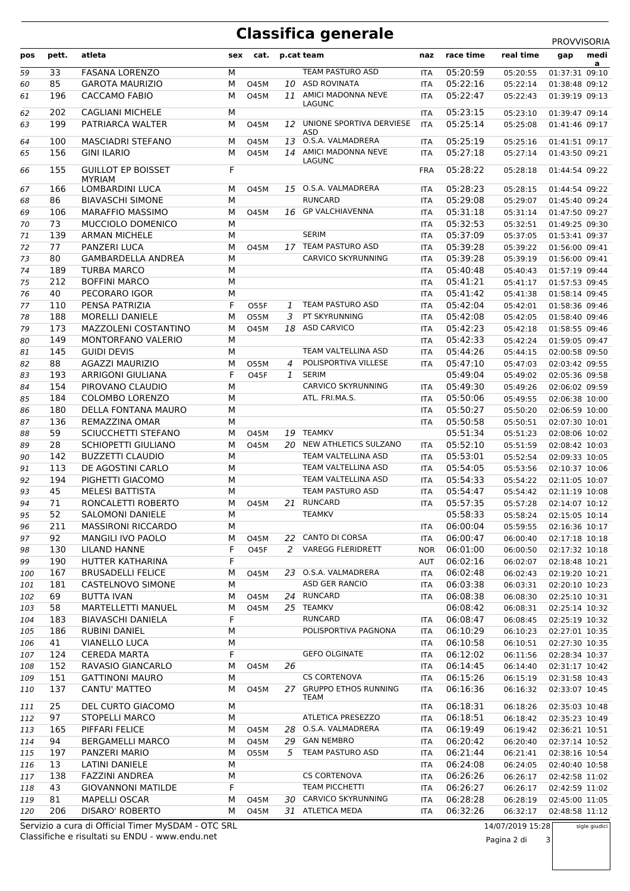# Classifica generale

PROVVISORIA

| pos | pett. | atleta | sex | cat. | p.cat | team | naz | race time | real time | gap | media |
|---|---|---|---|---|---|---|---|---|---|---|---|
| 59 | 33 | FASANA LORENZO | M | | | TEAM PASTURO ASD | ITA | 05:20:59 | 05:20:55 | 01:37:31 | 09:10 |
| 60 | 85 | GAROTA MAURIZIO | M | O45M | 10 | ASD ROVINATA | ITA | 05:22:16 | 05:22:14 | 01:38:48 | 09:12 |
| 61 | 196 | CACCAMO FABIO | M | O45M | 11 | AMICI MADONNA NEVE LAGUNC | ITA | 05:22:47 | 05:22:43 | 01:39:19 | 09:13 |
| 62 | 202 | CAGLIANI MICHELE | M | | | | ITA | 05:23:15 | 05:23:10 | 01:39:47 | 09:14 |
| 63 | 199 | PATRIARCA WALTER | M | O45M | 12 | UNIONE SPORTIVA DERVIESE ASD | ITA | 05:25:14 | 05:25:08 | 01:41:46 | 09:17 |
| 64 | 100 | MASCIADRI STEFANO | M | O45M | 13 | O.S.A. VALMADRERA | ITA | 05:25:19 | 05:25:16 | 01:41:51 | 09:17 |
| 65 | 156 | GINI ILARIO | M | O45M | 14 | AMICI MADONNA NEVE LAGUNC | ITA | 05:27:18 | 05:27:14 | 01:43:50 | 09:21 |
| 66 | 155 | GUILLOT EP BOISSET MYRIAM | F | | | | FRA | 05:28:22 | 05:28:18 | 01:44:54 | 09:22 |
| 67 | 166 | LOMBARDINI LUCA | M | O45M | 15 | O.S.A. VALMADRERA | ITA | 05:28:23 | 05:28:15 | 01:44:54 | 09:22 |
| 68 | 86 | BIAVASCHI SIMONE | M | | | RUNCARD | ITA | 05:29:08 | 05:29:07 | 01:45:40 | 09:24 |
| 69 | 106 | MARAFFIO MASSIMO | M | O45M | 16 | GP VALCHIAVENNA | ITA | 05:31:18 | 05:31:14 | 01:47:50 | 09:27 |
| 70 | 73 | MUCCIOLO DOMENICO | M | | | | ITA | 05:32:53 | 05:32:51 | 01:49:25 | 09:30 |
| 71 | 139 | ARMAN MICHELE | M | | | SERIM | ITA | 05:37:09 | 05:37:05 | 01:53:41 | 09:37 |
| 72 | 77 | PANZERI LUCA | M | O45M | 17 | TEAM PASTURO ASD | ITA | 05:39:28 | 05:39:22 | 01:56:00 | 09:41 |
| 73 | 80 | GAMBARDELLA ANDREA | M | | | CARVICO SKYRUNNING | ITA | 05:39:28 | 05:39:19 | 01:56:00 | 09:41 |
| 74 | 189 | TURBA MARCO | M | | | | ITA | 05:40:48 | 05:40:43 | 01:57:19 | 09:44 |
| 75 | 212 | BOFFINI MARCO | M | | | | ITA | 05:41:21 | 05:41:17 | 01:57:53 | 09:45 |
| 76 | 40 | PECORARO IGOR | M | | | | ITA | 05:41:42 | 05:41:38 | 01:58:14 | 09:45 |
| 77 | 110 | PENSA PATRIZIA | F | O55F | 1 | TEAM PASTURO ASD | ITA | 05:42:04 | 05:42:01 | 01:58:36 | 09:46 |
| 78 | 188 | MORELLI DANIELE | M | O55M | 3 | PT SKYRUNNING | ITA | 05:42:08 | 05:42:05 | 01:58:40 | 09:46 |
| 79 | 173 | MAZZOLENI COSTANTINO | M | O45M | 18 | ASD CARVICO | ITA | 05:42:23 | 05:42:18 | 01:58:55 | 09:46 |
| 80 | 149 | MONTORFANO VALERIO | M | | | | ITA | 05:42:33 | 05:42:24 | 01:59:05 | 09:47 |
| 81 | 145 | GUIDI DEVIS | M | | | TEAM VALTELLINA ASD | ITA | 05:44:26 | 05:44:15 | 02:00:58 | 09:50 |
| 82 | 88 | AGAZZI MAURIZIO | M | O55M | 4 | POLISPORTIVA VILLESE | ITA | 05:47:10 | 05:47:03 | 02:03:42 | 09:55 |
| 83 | 193 | ARRIGONI GIULIANA | F | O45F | 1 | SERIM | | 05:49:04 | 05:49:02 | 02:05:36 | 09:58 |
| 84 | 154 | PIROVANO CLAUDIO | M | | | CARVICO SKYRUNNING | ITA | 05:49:30 | 05:49:26 | 02:06:02 | 09:59 |
| 85 | 184 | COLOMBO LORENZO | M | | | ATL. FRI.MA.S. | ITA | 05:50:06 | 05:49:55 | 02:06:38 | 10:00 |
| 86 | 180 | DELLA FONTANA MAURO | M | | | | ITA | 05:50:27 | 05:50:20 | 02:06:59 | 10:00 |
| 87 | 136 | REMAZZINA OMAR | M | | | | ITA | 05:50:58 | 05:50:51 | 02:07:30 | 10:01 |
| 88 | 59 | SCIUCCHETTI STEFANO | M | O45M | 19 | TEAMKV | | 05:51:34 | 05:51:23 | 02:08:06 | 10:02 |
| 89 | 28 | SCHIOPETTI GIULIANO | M | O45M | 20 | NEW ATHLETICS SULZANO | ITA | 05:52:10 | 05:51:59 | 02:08:42 | 10:03 |
| 90 | 142 | BUZZETTI CLAUDIO | M | | | TEAM VALTELLINA ASD | ITA | 05:53:01 | 05:52:54 | 02:09:33 | 10:05 |
| 91 | 113 | DE AGOSTINI CARLO | M | | | TEAM VALTELLINA ASD | ITA | 05:54:05 | 05:53:56 | 02:10:37 | 10:06 |
| 92 | 194 | PIGHETTI GIACOMO | M | | | TEAM VALTELLINA ASD | ITA | 05:54:33 | 05:54:22 | 02:11:05 | 10:07 |
| 93 | 45 | MELESI BATTISTA | M | | | TEAM PASTURO ASD | ITA | 05:54:47 | 05:54:42 | 02:11:19 | 10:08 |
| 94 | 71 | RONCALETTI ROBERTO | M | O45M | 21 | RUNCARD | ITA | 05:57:35 | 05:57:28 | 02:14:07 | 10:12 |
| 95 | 52 | SALOMONI DANIELE | M | | | TEAMKV | | 05:58:33 | 05:58:24 | 02:15:05 | 10:14 |
| 96 | 211 | MASSIRONI RICCARDO | M | | | | ITA | 06:00:04 | 05:59:55 | 02:16:36 | 10:17 |
| 97 | 92 | MANGILI IVO PAOLO | M | O45M | 22 | CANTO DI CORSA | ITA | 06:00:47 | 06:00:40 | 02:17:18 | 10:18 |
| 98 | 130 | LILAND HANNE | F | O45F | 2 | VAREGG FLERIDRETT | NOR | 06:01:00 | 06:00:50 | 02:17:32 | 10:18 |
| 99 | 190 | HUTTER KATHARINA | F | | | | AUT | 06:02:16 | 06:02:07 | 02:18:48 | 10:21 |
| 100 | 167 | BRUSADELLI FELICE | M | O45M | 23 | O.S.A. VALMADRERA | ITA | 06:02:48 | 06:02:43 | 02:19:20 | 10:21 |
| 101 | 181 | CASTELNOVO SIMONE | M | | | ASD GER RANCIO | ITA | 06:03:38 | 06:03:31 | 02:20:10 | 10:23 |
| 102 | 69 | BUTTA IVAN | M | O45M | 24 | RUNCARD | ITA | 06:08:38 | 06:08:30 | 02:25:10 | 10:31 |
| 103 | 58 | MARTELLETTI MANUEL | M | O45M | 25 | TEAMKV | | 06:08:42 | 06:08:31 | 02:25:14 | 10:32 |
| 104 | 183 | BIAVASCHI DANIELA | F | | | RUNCARD | ITA | 06:08:47 | 06:08:45 | 02:25:19 | 10:32 |
| 105 | 186 | RUBINI DANIEL | M | | | POLISPORTIVA PAGNONA | ITA | 06:10:29 | 06:10:23 | 02:27:01 | 10:35 |
| 106 | 41 | VIANELLO LUCA | M | | | | ITA | 06:10:58 | 06:10:51 | 02:27:30 | 10:35 |
| 107 | 124 | CEREDA MARTA | F | | | GEFO OLGINATE | ITA | 06:12:02 | 06:11:56 | 02:28:34 | 10:37 |
| 108 | 152 | RAVASIO GIANCARLO | M | O45M | 26 | | ITA | 06:14:45 | 06:14:40 | 02:31:17 | 10:42 |
| 109 | 151 | GATTINONI MAURO | M | | | CS CORTENOVA | ITA | 06:15:26 | 06:15:19 | 02:31:58 | 10:43 |
| 110 | 137 | CANTU' MATTEO | M | O45M | 27 | GRUPPO ETHOS RUNNING TEAM | ITA | 06:16:36 | 06:16:32 | 02:33:07 | 10:45 |
| 111 | 25 | DEL CURTO GIACOMO | M | | | | ITA | 06:18:31 | 06:18:26 | 02:35:03 | 10:48 |
| 112 | 97 | STOPELLI MARCO | M | | | ATLETICA PRESEZZO | ITA | 06:18:51 | 06:18:42 | 02:35:23 | 10:49 |
| 113 | 165 | PIFFARI FELICE | M | O45M | 28 | O.S.A. VALMADRERA | ITA | 06:19:49 | 06:19:42 | 02:36:21 | 10:51 |
| 114 | 94 | BERGAMELLI MARCO | M | O45M | 29 | GAN NEMBRO | ITA | 06:20:42 | 06:20:40 | 02:37:14 | 10:52 |
| 115 | 197 | PANZERI MARIO | M | O55M | 5 | TEAM PASTURO ASD | ITA | 06:21:44 | 06:21:41 | 02:38:16 | 10:54 |
| 116 | 13 | LATINI DANIELE | M | | | | ITA | 06:24:08 | 06:24:05 | 02:40:40 | 10:58 |
| 117 | 138 | FAZZINI ANDREA | M | | | CS CORTENOVA | ITA | 06:26:26 | 06:26:17 | 02:42:58 | 11:02 |
| 118 | 43 | GIOVANNONI MATILDE | F | | | TEAM PICCHETTI | ITA | 06:26:27 | 06:26:17 | 02:42:59 | 11:02 |
| 119 | 81 | MAPELLI OSCAR | M | O45M | 30 | CARVICO SKYRUNNING | ITA | 06:28:28 | 06:28:19 | 02:45:00 | 11:05 |
| 120 | 206 | DISARO' ROBERTO | M | O45M | 31 | ATLETICA MEDA | ITA | 06:32:26 | 06:32:17 | 02:48:58 | 11:12 |

Servizio a cura di Official Timer MySDAM - OTC SRL
Classifiche e risultati su ENDU - www.endu.net

14/07/2019 15:28

sigle giudici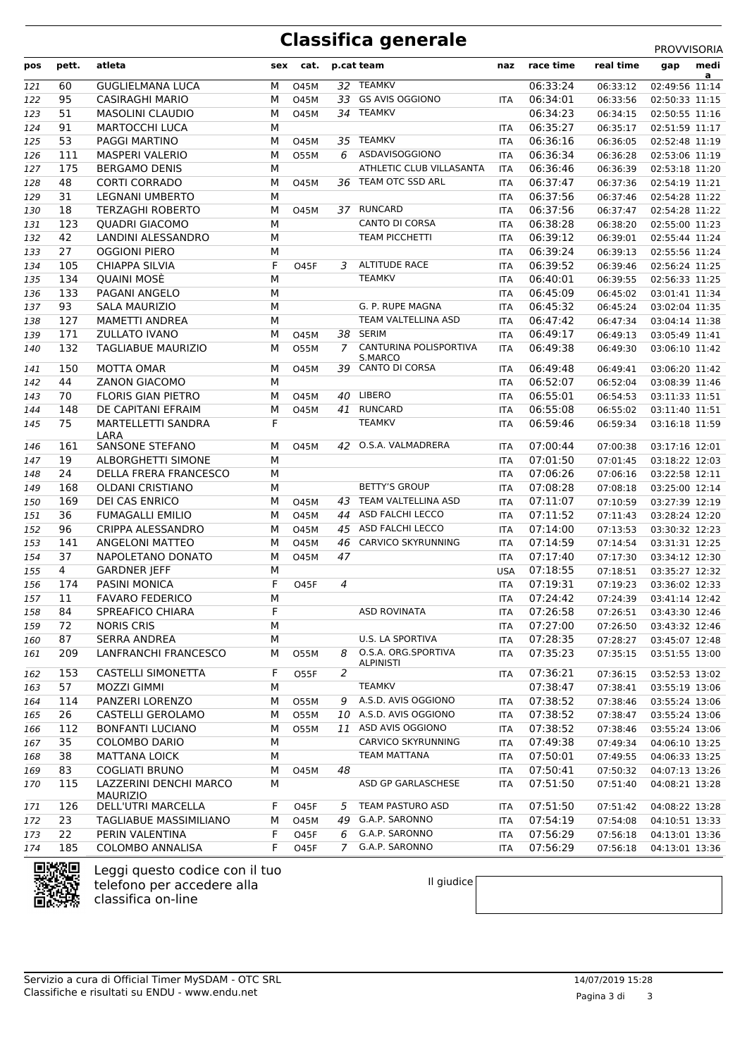# Classifica generale

PROVVISORIA

| pos | pett. | atleta | sex | cat. | p.cat | team | naz | race time | real time | gap | media |
|---|---|---|---|---|---|---|---|---|---|---|---|
| 121 | 60 | GUGLIELMANA LUCA | M | O45M | 32 | TEAMKV | | 06:33:24 | 06:33:12 | 02:49:56 | 11:14 |
| 122 | 95 | CASIRAGHI MARIO | M | O45M | 33 | GS AVIS OGGIONO | ITA | 06:34:01 | 06:33:56 | 02:50:33 | 11:15 |
| 123 | 51 | MASOLINI CLAUDIO | M | O45M | 34 | TEAMKV | | 06:34:23 | 06:34:15 | 02:50:55 | 11:16 |
| 124 | 91 | MARTOCCHI LUCA | M | | | | ITA | 06:35:27 | 06:35:17 | 02:51:59 | 11:17 |
| 125 | 53 | PAGGI MARTINO | M | O45M | 35 | TEAMKV | ITA | 06:36:16 | 06:36:05 | 02:52:48 | 11:19 |
| 126 | 111 | MASPERI VALERIO | M | O55M | 6 | ASDAVISOGGIONO | ITA | 06:36:34 | 06:36:28 | 02:53:06 | 11:19 |
| 127 | 175 | BERGAMO DENIS | M | | | ATHLETIC CLUB VILLASANTA | ITA | 06:36:46 | 06:36:39 | 02:53:18 | 11:20 |
| 128 | 48 | CORTI CORRADO | M | O45M | 36 | TEAM OTC SSD ARL | ITA | 06:37:47 | 06:37:36 | 02:54:19 | 11:21 |
| 129 | 31 | LEGNANI UMBERTO | M | | | | ITA | 06:37:56 | 06:37:46 | 02:54:28 | 11:22 |
| 130 | 18 | TERZAGHI ROBERTO | M | O45M | 37 | RUNCARD | ITA | 06:37:56 | 06:37:47 | 02:54:28 | 11:22 |
| 131 | 123 | QUADRI GIACOMO | M | | | CANTO DI CORSA | ITA | 06:38:28 | 06:38:20 | 02:55:00 | 11:23 |
| 132 | 42 | LANDINI ALESSANDRO | M | | | TEAM PICCHETTI | ITA | 06:39:12 | 06:39:01 | 02:55:44 | 11:24 |
| 133 | 27 | OGGIONI PIERO | M | | | | ITA | 06:39:24 | 06:39:13 | 02:55:56 | 11:24 |
| 134 | 105 | CHIAPPA SILVIA | F | O45F | 3 | ALTITUDE RACE | ITA | 06:39:52 | 06:39:46 | 02:56:24 | 11:25 |
| 135 | 134 | QUAINI MOSÈ | M | | | TEAMKV | ITA | 06:40:01 | 06:39:55 | 02:56:33 | 11:25 |
| 136 | 133 | PAGANI ANGELO | M | | | | ITA | 06:45:09 | 06:45:02 | 03:01:41 | 11:34 |
| 137 | 93 | SALA MAURIZIO | M | | | G. P. RUPE MAGNA | ITA | 06:45:32 | 06:45:24 | 03:02:04 | 11:35 |
| 138 | 127 | MAMETTI ANDREA | M | | | TEAM VALTELLINA ASD | ITA | 06:47:42 | 06:47:34 | 03:04:14 | 11:38 |
| 139 | 171 | ZULLATO IVANO | M | O45M | 38 | SERIM | ITA | 06:49:17 | 06:49:13 | 03:05:49 | 11:41 |
| 140 | 132 | TAGLIABUE MAURIZIO | M | O55M | 7 | CANTURINA POLISPORTIVA S.MARCO | ITA | 06:49:38 | 06:49:30 | 03:06:10 | 11:42 |
| 141 | 150 | MOTTA OMAR | M | O45M | 39 | CANTO DI CORSA | ITA | 06:49:48 | 06:49:41 | 03:06:20 | 11:42 |
| 142 | 44 | ZANON GIACOMO | M | | | | ITA | 06:52:07 | 06:52:04 | 03:08:39 | 11:46 |
| 143 | 70 | FLORIS GIAN PIETRO | M | O45M | 40 | LIBERO | ITA | 06:55:01 | 06:54:53 | 03:11:33 | 11:51 |
| 144 | 148 | DE CAPITANI EFRAIM | M | O45M | 41 | RUNCARD | ITA | 06:55:08 | 06:55:02 | 03:11:40 | 11:51 |
| 145 | 75 | MARTELLETTI SANDRA LARA | F | | | TEAMKV | ITA | 06:59:46 | 06:59:34 | 03:16:18 | 11:59 |
| 146 | 161 | SANSONE STEFANO | M | O45M | 42 | O.S.A. VALMADRERA | ITA | 07:00:44 | 07:00:38 | 03:17:16 | 12:01 |
| 147 | 19 | ALBORGHETTI SIMONE | M | | | | ITA | 07:01:50 | 07:01:45 | 03:18:22 | 12:03 |
| 148 | 24 | DELLA FRERA FRANCESCO | M | | | | ITA | 07:06:26 | 07:06:16 | 03:22:58 | 12:11 |
| 149 | 168 | OLDANI CRISTIANO | M | | | BETTY'S GROUP | ITA | 07:08:28 | 07:08:18 | 03:25:00 | 12:14 |
| 150 | 169 | DEI CAS ENRICO | M | O45M | 43 | TEAM VALTELLINA ASD | ITA | 07:11:07 | 07:10:59 | 03:27:39 | 12:19 |
| 151 | 36 | FUMAGALLI EMILIO | M | O45M | 44 | ASD FALCHI LECCO | ITA | 07:11:52 | 07:11:43 | 03:28:24 | 12:20 |
| 152 | 96 | CRIPPA ALESSANDRO | M | O45M | 45 | ASD FALCHI LECCO | ITA | 07:14:00 | 07:13:53 | 03:30:32 | 12:23 |
| 153 | 141 | ANGELONI MATTEO | M | O45M | 46 | CARVICO SKYRUNNING | ITA | 07:14:59 | 07:14:54 | 03:31:31 | 12:25 |
| 154 | 37 | NAPOLETANO DONATO | M | O45M | 47 | | ITA | 07:17:40 | 07:17:30 | 03:34:12 | 12:30 |
| 155 | 4 | GARDNER JEFF | M | | | | USA | 07:18:55 | 07:18:51 | 03:35:27 | 12:32 |
| 156 | 174 | PASINI MONICA | F | O45F | 4 | | ITA | 07:19:31 | 07:19:23 | 03:36:02 | 12:33 |
| 157 | 11 | FAVARO FEDERICO | M | | | | ITA | 07:24:42 | 07:24:39 | 03:41:14 | 12:42 |
| 158 | 84 | SPREAFICO CHIARA | F | | | ASD ROVINATA | ITA | 07:26:58 | 07:26:51 | 03:43:30 | 12:46 |
| 159 | 72 | NORIS CRIS | M | | | | ITA | 07:27:00 | 07:26:50 | 03:43:32 | 12:46 |
| 160 | 87 | SERRA ANDREA | M | | | U.S. LA SPORTIVA | ITA | 07:28:35 | 07:28:27 | 03:45:07 | 12:48 |
| 161 | 209 | LANFRANCHI FRANCESCO | M | O55M | 8 | O.S.A. ORG.SPORTIVA ALPINISTI | ITA | 07:35:23 | 07:35:15 | 03:51:55 | 13:00 |
| 162 | 153 | CASTELLI SIMONETTA | F | O55F | 2 | | ITA | 07:36:21 | 07:36:15 | 03:52:53 | 13:02 |
| 163 | 57 | MOZZI GIMMI | M | | | TEAMKV | | 07:38:47 | 07:38:41 | 03:55:19 | 13:06 |
| 164 | 114 | PANZERI LORENZO | M | O55M | 9 | A.S.D. AVIS OGGIONO | ITA | 07:38:52 | 07:38:46 | 03:55:24 | 13:06 |
| 165 | 26 | CASTELLI GEROLAMO | M | O55M | 10 | A.S.D. AVIS OGGIONO | ITA | 07:38:52 | 07:38:47 | 03:55:24 | 13:06 |
| 166 | 112 | BONFANTI LUCIANO | M | O55M | 11 | ASD AVIS OGGIONO | ITA | 07:38:52 | 07:38:46 | 03:55:24 | 13:06 |
| 167 | 35 | COLOMBO DARIO | M | | | CARVICO SKYRUNNING | ITA | 07:49:38 | 07:49:34 | 04:06:10 | 13:25 |
| 168 | 38 | MATTANA LOICK | M | | | TEAM MATTANA | ITA | 07:50:01 | 07:49:55 | 04:06:33 | 13:25 |
| 169 | 83 | COGLIATI BRUNO | M | O45M | 48 | | ITA | 07:50:41 | 07:50:32 | 04:07:13 | 13:26 |
| 170 | 115 | LAZZERINI DENCHI MARCO MAURIZIO | M | | | ASD GP GARLASCHESE | ITA | 07:51:50 | 07:51:40 | 04:08:21 | 13:28 |
| 171 | 126 | DELL'UTRI MARCELLA | F | O45F | 5 | TEAM PASTURO ASD | ITA | 07:51:50 | 07:51:42 | 04:08:22 | 13:28 |
| 172 | 23 | TAGLIABUE MASSIMILIANO | M | O45M | 49 | G.A.P. SARONNO | ITA | 07:54:19 | 07:54:08 | 04:10:51 | 13:33 |
| 173 | 22 | PERIN VALENTINA | F | O45F | 6 | G.A.P. SARONNO | ITA | 07:56:29 | 07:56:18 | 04:13:01 | 13:36 |
| 174 | 185 | COLOMBO ANNALISA | F | O45F | 7 | G.A.P. SARONNO | ITA | 07:56:29 | 07:56:18 | 04:13:01 | 13:36 |

Leggi questo codice con il tuo telefono per accedere alla classifica on-line

Il giudice

Servizio a cura di Official Timer MySDAM - OTC SRL
Classifiche e risultati su ENDU - www.endu.net

14/07/2019 15:28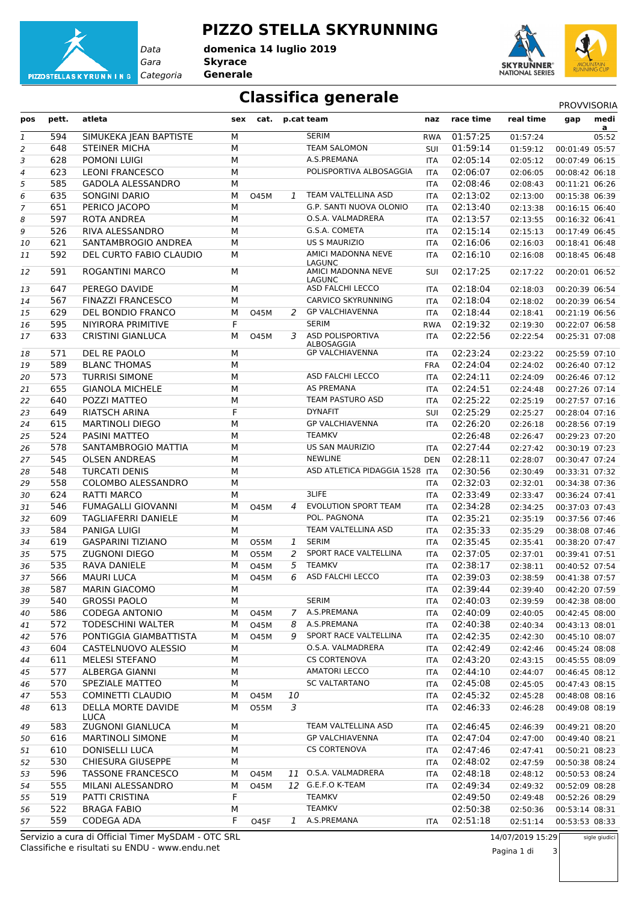# PIZZO STELLA SKYRUNNING

*Data* **domenica 14 luglio 2019**
*Gara* **Skyrace**
*Categoria* **Generale**

## Classifica generale

PROVVISORIA

| pos | pett. | atleta | sex | cat. | p.cat | team | naz | race time | real time | gap | media |
|---|---|---|---|---|---|---|---|---|---|---|---|
| 1 | 594 | SIMUKEKA JEAN BAPTISTE | M | | | SERIM | RWA | 01:57:25 | 01:57:24 | | 05:52 |
| 2 | 648 | STEINER MICHA | M | | | TEAM SALOMON | SUI | 01:59:14 | 01:59:12 | 00:01:49 | 05:57 |
| 3 | 628 | POMONI LUIGI | M | | | A.S.PREMANA | ITA | 02:05:14 | 02:05:12 | 00:07:49 | 06:15 |
| 4 | 623 | LEONI FRANCESCO | M | | | POLISPORTIVA ALBOSAGGIA | ITA | 02:06:07 | 02:06:05 | 00:08:42 | 06:18 |
| 5 | 585 | GADOLA ALESSANDRO | M | | | | ITA | 02:08:46 | 02:08:43 | 00:11:21 | 06:26 |
| 6 | 635 | SONGINI DARIO | M | O45M | 1 | TEAM VALTELLINA ASD | ITA | 02:13:02 | 02:13:00 | 00:15:38 | 06:39 |
| 7 | 651 | PERICO JACOPO | M | | | G.P. SANTI NUOVA OLONIO | ITA | 02:13:40 | 02:13:38 | 00:16:15 | 06:40 |
| 8 | 597 | ROTA ANDREA | M | | | O.S.A. VALMADRERA | ITA | 02:13:57 | 02:13:55 | 00:16:32 | 06:41 |
| 9 | 526 | RIVA ALESSANDRO | M | | | G.S.A. COMETA | ITA | 02:15:14 | 02:15:13 | 00:17:49 | 06:45 |
| 10 | 621 | SANTAMBROGIO ANDREA | M | | | US S MAURIZIO | ITA | 02:16:06 | 02:16:03 | 00:18:41 | 06:48 |
| 11 | 592 | DEL CURTO FABIO CLAUDIO | M | | | AMICI MADONNA NEVE LAGUNC | ITA | 02:16:10 | 02:16:08 | 00:18:45 | 06:48 |
| 12 | 591 | ROGANTINI MARCO | M | | | AMICI MADONNA NEVE LAGUNC | SUI | 02:17:25 | 02:17:22 | 00:20:01 | 06:52 |
| 13 | 647 | PEREGO DAVIDE | M | | | ASD FALCHI LECCO | ITA | 02:18:04 | 02:18:03 | 00:20:39 | 06:54 |
| 14 | 567 | FINAZZI FRANCESCO | M | | | CARVICO SKYRUNNING | ITA | 02:18:04 | 02:18:02 | 00:20:39 | 06:54 |
| 15 | 629 | DEL BONDIO FRANCO | M | O45M | 2 | GP VALCHIAVENNA | ITA | 02:18:44 | 02:18:41 | 00:21:19 | 06:56 |
| 16 | 595 | NIYIRORA PRIMITIVE | F | | | SERIM | RWA | 02:19:32 | 02:19:30 | 00:22:07 | 06:58 |
| 17 | 633 | CRISTINI GIANLUCA | M | O45M | 3 | ASD POLISPORTIVA ALBOSAGGIA | ITA | 02:22:56 | 02:22:54 | 00:25:31 | 07:08 |
| 18 | 571 | DEL RE PAOLO | M | | | GP VALCHIAVENNA | ITA | 02:23:24 | 02:23:22 | 00:25:59 | 07:10 |
| 19 | 589 | BLANC THOMAS | M | | | | FRA | 02:24:04 | 02:24:02 | 00:26:40 | 07:12 |
| 20 | 573 | TURRISI SIMONE | M | | | ASD FALCHI LECCO | ITA | 02:24:11 | 02:24:09 | 00:26:46 | 07:12 |
| 21 | 655 | GIANOLA MICHELE | M | | | AS PREMANA | ITA | 02:24:51 | 02:24:48 | 00:27:26 | 07:14 |
| 22 | 640 | POZZI MATTEO | M | | | TEAM PASTURO ASD | ITA | 02:25:22 | 02:25:19 | 00:27:57 | 07:16 |
| 23 | 649 | RIATSCH ARINA | F | | | DYNAFIT | SUI | 02:25:29 | 02:25:27 | 00:28:04 | 07:16 |
| 24 | 615 | MARTINOLI DIEGO | M | | | GP VALCHIAVENNA | ITA | 02:26:20 | 02:26:18 | 00:28:56 | 07:19 |
| 25 | 524 | PASINI MATTEO | M | | | TEAMKV | | 02:26:48 | 02:26:47 | 00:29:23 | 07:20 |
| 26 | 578 | SANTAMBROGIO MATTIA | M | | | US SAN MAURIZIO | ITA | 02:27:44 | 02:27:42 | 00:30:19 | 07:23 |
| 27 | 545 | OLSEN ANDREAS | M | | | NEWLINE | DEN | 02:28:11 | 02:28:07 | 00:30:47 | 07:24 |
| 28 | 548 | TURCATI DENIS | M | | | ASD ATLETICA PIDAGGIA 1528 | ITA | 02:30:56 | 02:30:49 | 00:33:31 | 07:32 |
| 29 | 558 | COLOMBO ALESSANDRO | M | | | | ITA | 02:32:03 | 02:32:01 | 00:34:38 | 07:36 |
| 30 | 624 | RATTI MARCO | M | | | 3LIFE | ITA | 02:33:49 | 02:33:47 | 00:36:24 | 07:41 |
| 31 | 546 | FUMAGALLI GIOVANNI | M | O45M | 4 | EVOLUTION SPORT TEAM | ITA | 02:34:28 | 02:34:25 | 00:37:03 | 07:43 |
| 32 | 609 | TAGLIAFERRI DANIELE | M | | | POL. PAGNONA | ITA | 02:35:21 | 02:35:19 | 00:37:56 | 07:46 |
| 33 | 584 | PANIGA LUIGI | M | | | TEAM VALTELLINA ASD | ITA | 02:35:33 | 02:35:29 | 00:38:08 | 07:46 |
| 34 | 619 | GASPARINI TIZIANO | M | O55M | 1 | SERIM | ITA | 02:35:45 | 02:35:41 | 00:38:20 | 07:47 |
| 35 | 575 | ZUGNONI DIEGO | M | O55M | 2 | SPORT RACE VALTELLINA | ITA | 02:37:05 | 02:37:01 | 00:39:41 | 07:51 |
| 36 | 535 | RAVA DANIELE | M | O45M | 5 | TEAMKV | ITA | 02:38:17 | 02:38:11 | 00:40:52 | 07:54 |
| 37 | 566 | MAURI LUCA | M | O45M | 6 | ASD FALCHI LECCO | ITA | 02:39:03 | 02:38:59 | 00:41:38 | 07:57 |
| 38 | 587 | MARIN GIACOMO | M | | | | ITA | 02:39:44 | 02:39:40 | 00:42:20 | 07:59 |
| 39 | 540 | GROSSI PAOLO | M | | | SERIM | ITA | 02:40:03 | 02:39:59 | 00:42:38 | 08:00 |
| 40 | 586 | CODEGA ANTONIO | M | O45M | 7 | A.S.PREMANA | ITA | 02:40:09 | 02:40:05 | 00:42:45 | 08:00 |
| 41 | 572 | TODESCHINI WALTER | M | O45M | 8 | A.S.PREMANA | ITA | 02:40:38 | 02:40:34 | 00:43:13 | 08:01 |
| 42 | 576 | PONTIGGIA GIAMBATTISTA | M | O45M | 9 | SPORT RACE VALTELLINA | ITA | 02:42:35 | 02:42:30 | 00:45:10 | 08:07 |
| 43 | 604 | CASTELNUOVO ALESSIO | M | | | O.S.A. VALMADRERA | ITA | 02:42:49 | 02:42:46 | 00:45:24 | 08:08 |
| 44 | 611 | MELESI STEFANO | M | | | CS CORTENOVA | ITA | 02:43:20 | 02:43:15 | 00:45:55 | 08:09 |
| 45 | 577 | ALBERGA GIANNI | M | | | AMATORI LECCO | ITA | 02:44:10 | 02:44:07 | 00:46:45 | 08:12 |
| 46 | 570 | SPEZIALE MATTEO | M | | | SC VALTARTANO | ITA | 02:45:08 | 02:45:05 | 00:47:43 | 08:15 |
| 47 | 553 | COMINETTI CLAUDIO | M | O45M | 10 | | ITA | 02:45:32 | 02:45:28 | 00:48:08 | 08:16 |
| 48 | 613 | DELLA MORTE DAVIDE LUCA | M | O55M | 3 | | ITA | 02:46:33 | 02:46:28 | 00:49:08 | 08:19 |
| 49 | 583 | ZUGNONI GIANLUCA | M | | | TEAM VALTELLINA ASD | ITA | 02:46:45 | 02:46:39 | 00:49:21 | 08:20 |
| 50 | 616 | MARTINOLI SIMONE | M | | | GP VALCHIAVENNA | ITA | 02:47:04 | 02:47:00 | 00:49:40 | 08:21 |
| 51 | 610 | DONISELLI LUCA | M | | | CS CORTENOVA | ITA | 02:47:46 | 02:47:41 | 00:50:21 | 08:23 |
| 52 | 530 | CHIESURA GIUSEPPE | M | | | | ITA | 02:48:02 | 02:47:59 | 00:50:38 | 08:24 |
| 53 | 596 | TASSONE FRANCESCO | M | O45M | 11 | O.S.A. VALMADRERA | ITA | 02:48:18 | 02:48:12 | 00:50:53 | 08:24 |
| 54 | 555 | MILANI ALESSANDRO | M | O45M | 12 | G.E.F.O K-TEAM | ITA | 02:49:34 | 02:49:32 | 00:52:09 | 08:28 |
| 55 | 519 | PATTI CRISTINA | F | | | TEAMKV | | 02:49:50 | 02:49:48 | 00:52:26 | 08:29 |
| 56 | 522 | BRAGA FABIO | M | | | TEAMKV | | 02:50:38 | 02:50:36 | 00:53:14 | 08:31 |
| 57 | 559 | CODEGA ADA | F | O45F | 1 | A.S.PREMANA | ITA | 02:51:18 | 02:51:14 | 00:53:53 | 08:33 |

Servizio a cura di Official Timer MySDAM - OTC SRL
Classifiche e risultati su ENDU - www.endu.net

14/07/2019 15:29

sigle giudici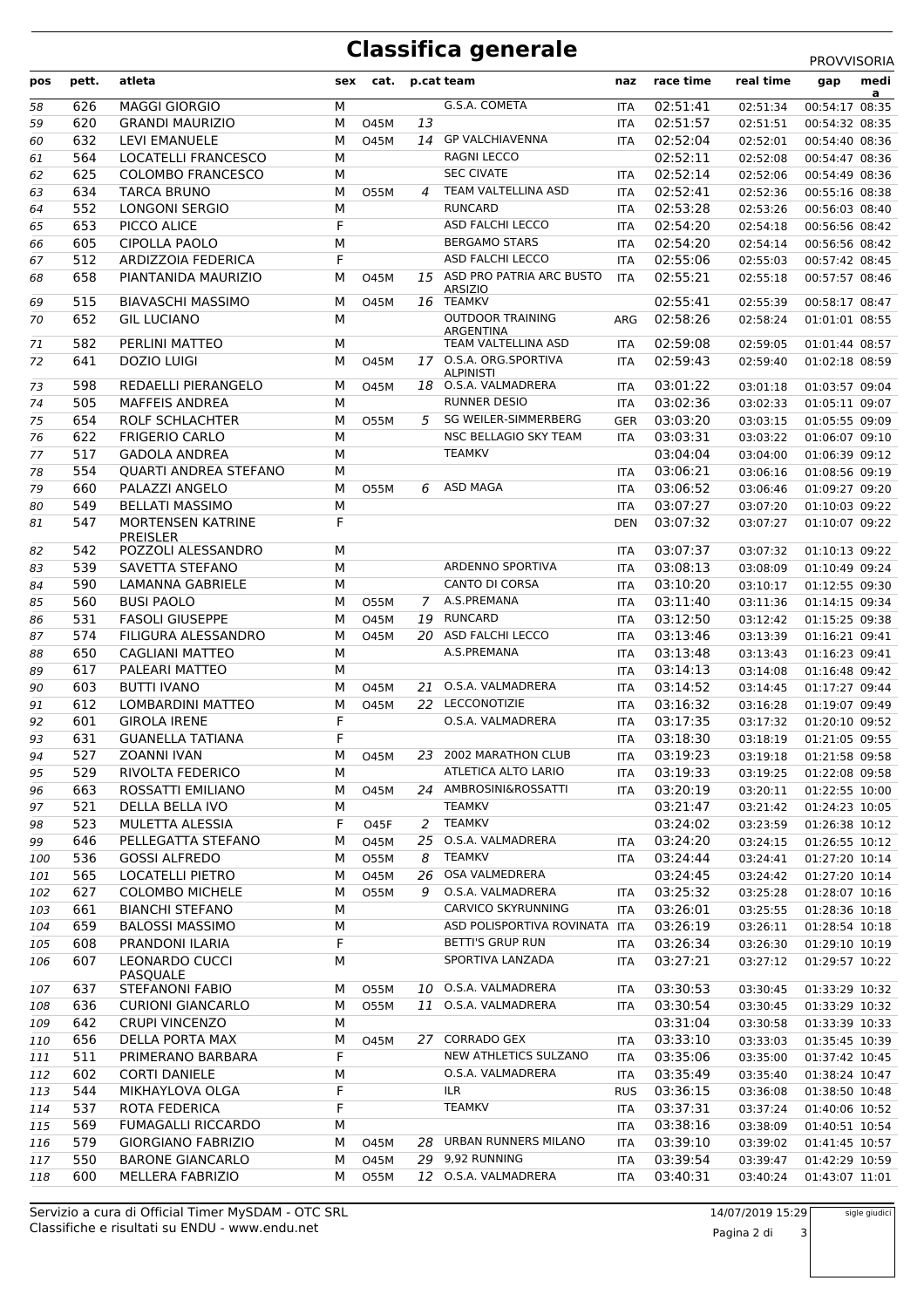# Classifica generale

PROVVISORIA

| pos | pett. | atleta | sex | cat. | p.cat | team | naz | race time | real time | gap | media |
|---|---|---|---|---|---|---|---|---|---|---|---|
| 58 | 626 | MAGGI GIORGIO | M | | | G.S.A. COMETA | ITA | 02:51:41 | 02:51:34 | 00:54:17 | 08:35 |
| 59 | 620 | GRANDI MAURIZIO | M | O45M | 13 | | ITA | 02:51:57 | 02:51:51 | 00:54:32 | 08:35 |
| 60 | 632 | LEVI EMANUELE | M | O45M | 14 | GP VALCHIAVENNA | ITA | 02:52:04 | 02:52:01 | 00:54:40 | 08:36 |
| 61 | 564 | LOCATELLI FRANCESCO | M | | | RAGNI LECCO | | 02:52:11 | 02:52:08 | 00:54:47 | 08:36 |
| 62 | 625 | COLOMBO FRANCESCO | M | | | SEC CIVATE | ITA | 02:52:14 | 02:52:06 | 00:54:49 | 08:36 |
| 63 | 634 | TARCA BRUNO | M | O55M | 4 | TEAM VALTELLINA ASD | ITA | 02:52:41 | 02:52:36 | 00:55:16 | 08:38 |
| 64 | 552 | LONGONI SERGIO | M | | | RUNCARD | ITA | 02:53:28 | 02:53:26 | 00:56:03 | 08:40 |
| 65 | 653 | PICCO ALICE | F | | | ASD FALCHI LECCO | ITA | 02:54:20 | 02:54:18 | 00:56:56 | 08:42 |
| 66 | 605 | CIPOLLA PAOLO | M | | | BERGAMO STARS | ITA | 02:54:20 | 02:54:14 | 00:56:56 | 08:42 |
| 67 | 512 | ARDIZZOIA FEDERICA | F | | | ASD FALCHI LECCO | ITA | 02:55:06 | 02:55:03 | 00:57:42 | 08:45 |
| 68 | 658 | PIANTANIDA MAURIZIO | M | O45M | 15 | ASD PRO PATRIA ARC BUSTO ARSIZIO | ITA | 02:55:21 | 02:55:18 | 00:57:57 | 08:46 |
| 69 | 515 | BIAVASCHI MASSIMO | M | O45M | 16 | TEAMKV | | 02:55:41 | 02:55:39 | 00:58:17 | 08:47 |
| 70 | 652 | GIL LUCIANO | M | | | OUTDOOR TRAINING ARGENTINA | ARG | 02:58:26 | 02:58:24 | 01:01:01 | 08:55 |
| 71 | 582 | PERLINI MATTEO | M | | | TEAM VALTELLINA ASD | ITA | 02:59:08 | 02:59:05 | 01:01:44 | 08:57 |
| 72 | 641 | DOZIO LUIGI | M | O45M | 17 | O.S.A. ORG.SPORTIVA ALPINISTI | ITA | 02:59:43 | 02:59:40 | 01:02:18 | 08:59 |
| 73 | 598 | REDAELLI PIERANGELO | M | O45M | 18 | O.S.A. VALMADRERA | ITA | 03:01:22 | 03:01:18 | 01:03:57 | 09:04 |
| 74 | 505 | MAFFEIS ANDREA | M | | | RUNNER DESIO | ITA | 03:02:36 | 03:02:33 | 01:05:11 | 09:07 |
| 75 | 654 | ROLF SCHLACHTER | M | O55M | 5 | SG WEILER-SIMMERBERG | GER | 03:03:20 | 03:03:15 | 01:05:55 | 09:09 |
| 76 | 622 | FRIGERIO CARLO | M | | | NSC BELLAGIO SKY TEAM | ITA | 03:03:31 | 03:03:22 | 01:06:07 | 09:10 |
| 77 | 517 | GADOLA ANDREA | M | | | TEAMKV | | 03:04:04 | 03:04:00 | 01:06:39 | 09:12 |
| 78 | 554 | QUARTI ANDREA STEFANO | M | | | | ITA | 03:06:21 | 03:06:16 | 01:08:56 | 09:19 |
| 79 | 660 | PALAZZI ANGELO | M | O55M | 6 | ASD MAGA | ITA | 03:06:52 | 03:06:46 | 01:09:27 | 09:20 |
| 80 | 549 | BELLATI MASSIMO | M | | | | ITA | 03:07:27 | 03:07:20 | 01:10:03 | 09:22 |
| 81 | 547 | MORTENSEN KATRINE PREISLER | F | | | | DEN | 03:07:32 | 03:07:27 | 01:10:07 | 09:22 |
| 82 | 542 | POZZOLI ALESSANDRO | M | | | | ITA | 03:07:37 | 03:07:32 | 01:10:13 | 09:22 |
| 83 | 539 | SAVETTA STEFANO | M | | | ARDENNO SPORTIVA | ITA | 03:08:13 | 03:08:09 | 01:10:49 | 09:24 |
| 84 | 590 | LAMANNA GABRIELE | M | | | CANTO DI CORSA | ITA | 03:10:20 | 03:10:17 | 01:12:55 | 09:30 |
| 85 | 560 | BUSI PAOLO | M | O55M | 7 | A.S.PREMANA | ITA | 03:11:40 | 03:11:36 | 01:14:15 | 09:34 |
| 86 | 531 | FASOLI GIUSEPPE | M | O45M | 19 | RUNCARD | ITA | 03:12:50 | 03:12:42 | 01:15:25 | 09:38 |
| 87 | 574 | FILIGURA ALESSANDRO | M | O45M | 20 | ASD FALCHI LECCO | ITA | 03:13:46 | 03:13:39 | 01:16:21 | 09:41 |
| 88 | 650 | CAGLIANI MATTEO | M | | | A.S.PREMANA | ITA | 03:13:48 | 03:13:43 | 01:16:23 | 09:41 |
| 89 | 617 | PALEARI MATTEO | M | | | | ITA | 03:14:13 | 03:14:08 | 01:16:48 | 09:42 |
| 90 | 603 | BUTTI IVANO | M | O45M | 21 | O.S.A. VALMADRERA | ITA | 03:14:52 | 03:14:45 | 01:17:27 | 09:44 |
| 91 | 612 | LOMBARDINI MATTEO | M | O45M | 22 | LECCONOTIZIE | ITA | 03:16:32 | 03:16:28 | 01:19:07 | 09:49 |
| 92 | 601 | GIROLA IRENE | F | | | O.S.A. VALMADRERA | ITA | 03:17:35 | 03:17:32 | 01:20:10 | 09:52 |
| 93 | 631 | GUANELLA TATIANA | F | | | | ITA | 03:18:30 | 03:18:19 | 01:21:05 | 09:55 |
| 94 | 527 | ZOANNI IVAN | M | O45M | 23 | 2002 MARATHON CLUB | ITA | 03:19:23 | 03:19:18 | 01:21:58 | 09:58 |
| 95 | 529 | RIVOLTA FEDERICO | M | | | ATLETICA ALTO LARIO | ITA | 03:19:33 | 03:19:25 | 01:22:08 | 09:58 |
| 96 | 663 | ROSSATTI EMILIANO | M | O45M | 24 | AMBROSINI&ROSSATTI | ITA | 03:20:19 | 03:20:11 | 01:22:55 | 10:00 |
| 97 | 521 | DELLA BELLA IVO | M | | | TEAMKV | | 03:21:47 | 03:21:42 | 01:24:23 | 10:05 |
| 98 | 523 | MULETTA ALESSIA | F | O45F | 2 | TEAMKV | | 03:24:02 | 03:23:59 | 01:26:38 | 10:12 |
| 99 | 646 | PELLEGATTA STEFANO | M | O45M | 25 | O.S.A. VALMADRERA | ITA | 03:24:20 | 03:24:15 | 01:26:55 | 10:12 |
| 100 | 536 | GOSSI ALFREDO | M | O55M | 8 | TEAMKV | ITA | 03:24:44 | 03:24:41 | 01:27:20 | 10:14 |
| 101 | 565 | LOCATELLI PIETRO | M | O45M | 26 | OSA VALMEDRERA | | 03:24:45 | 03:24:42 | 01:27:20 | 10:14 |
| 102 | 627 | COLOMBO MICHELE | M | O55M | 9 | O.S.A. VALMADRERA | ITA | 03:25:32 | 03:25:28 | 01:28:07 | 10:16 |
| 103 | 661 | BIANCHI STEFANO | M | | | CARVICO SKYRUNNING | ITA | 03:26:01 | 03:25:55 | 01:28:36 | 10:18 |
| 104 | 659 | BALOSSI MASSIMO | M | | | ASD POLISPORTIVA ROVINATA | ITA | 03:26:19 | 03:26:11 | 01:28:54 | 10:18 |
| 105 | 608 | PRANDONI ILARIA | F | | | BETTI'S GRUP RUN | ITA | 03:26:34 | 03:26:30 | 01:29:10 | 10:19 |
| 106 | 607 | LEONARDO CUCCI PASQUALE | M | | | SPORTIVA LANZADA | ITA | 03:27:21 | 03:27:12 | 01:29:57 | 10:22 |
| 107 | 637 | STEFANONI FABIO | M | O55M | 10 | O.S.A. VALMADRERA | ITA | 03:30:53 | 03:30:45 | 01:33:29 | 10:32 |
| 108 | 636 | CURIONI GIANCARLO | M | O55M | 11 | O.S.A. VALMADRERA | ITA | 03:30:54 | 03:30:45 | 01:33:29 | 10:32 |
| 109 | 642 | CRUPI VINCENZO | M | | | | | 03:31:04 | 03:30:58 | 01:33:39 | 10:33 |
| 110 | 656 | DELLA PORTA MAX | M | O45M | 27 | CORRADO GEX | ITA | 03:33:10 | 03:33:03 | 01:35:45 | 10:39 |
| 111 | 511 | PRIMERANO BARBARA | F | | | NEW ATHLETICS SULZANO | ITA | 03:35:06 | 03:35:00 | 01:37:42 | 10:45 |
| 112 | 602 | CORTI DANIELE | M | | | O.S.A. VALMADRERA | ITA | 03:35:49 | 03:35:40 | 01:38:24 | 10:47 |
| 113 | 544 | MIKHAYLOVA OLGA | F | | | ILR | RUS | 03:36:15 | 03:36:08 | 01:38:50 | 10:48 |
| 114 | 537 | ROTA FEDERICA | F | | | TEAMKV | ITA | 03:37:31 | 03:37:24 | 01:40:06 | 10:52 |
| 115 | 569 | FUMAGALLI RICCARDO | M | | | | ITA | 03:38:16 | 03:38:09 | 01:40:51 | 10:54 |
| 116 | 579 | GIORGIANO FABRIZIO | M | O45M | 28 | URBAN RUNNERS MILANO | ITA | 03:39:10 | 03:39:02 | 01:41:45 | 10:57 |
| 117 | 550 | BARONE GIANCARLO | M | O45M | 29 | 9,92 RUNNING | ITA | 03:39:54 | 03:39:47 | 01:42:29 | 10:59 |
| 118 | 600 | MELLERA FABRIZIO | M | O55M | 12 | O.S.A. VALMADRERA | ITA | 03:40:31 | 03:40:24 | 01:43:07 | 11:01 |

Servizio a cura di Official Timer MySDAM - OTC SRL
Classifiche e risultati su ENDU - www.endu.net

14/07/2019 15:29

sigle giudici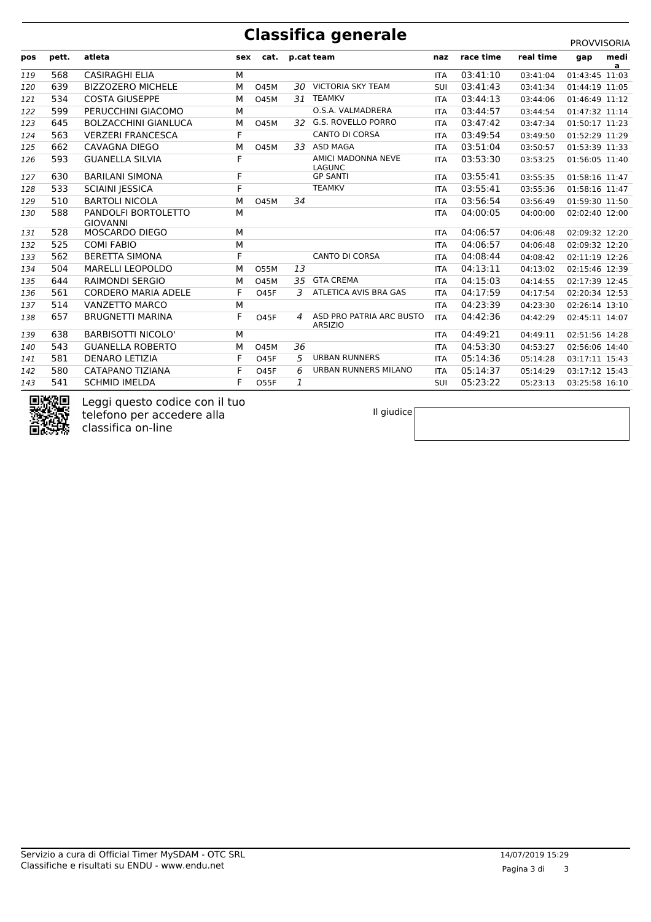# Classifica generale

PROVVISORIA

| pos | pett. | atleta | sex | cat. | p.cat | team | naz | race time | real time | gap | media |
|---|---|---|---|---|---|---|---|---|---|---|---|
| 119 | 568 | CASIRAGHI ELIA | M | | | | ITA | 03:41:10 | 03:41:04 | 01:43:45 | 11:03 |
| 120 | 639 | BIZZOZERO MICHELE | M | O45M | 30 | VICTORIA SKY TEAM | SUI | 03:41:43 | 03:41:34 | 01:44:19 | 11:05 |
| 121 | 534 | COSTA GIUSEPPE | M | O45M | 31 | TEAMKV | ITA | 03:44:13 | 03:44:06 | 01:46:49 | 11:12 |
| 122 | 599 | PERUCCHINI GIACOMO | M | | | O.S.A. VALMADRERA | ITA | 03:44:57 | 03:44:54 | 01:47:32 | 11:14 |
| 123 | 645 | BOLZACCHINI GIANLUCA | M | O45M | 32 | G.S. ROVELLO PORRO | ITA | 03:47:42 | 03:47:34 | 01:50:17 | 11:23 |
| 124 | 563 | VERZERI FRANCESCA | F | | | CANTO DI CORSA | ITA | 03:49:54 | 03:49:50 | 01:52:29 | 11:29 |
| 125 | 662 | CAVAGNA DIEGO | M | O45M | 33 | ASD MAGA | ITA | 03:51:04 | 03:50:57 | 01:53:39 | 11:33 |
| 126 | 593 | GUANELLA SILVIA | F | | | AMICI MADONNA NEVE LAGUNC | ITA | 03:53:30 | 03:53:25 | 01:56:05 | 11:40 |
| 127 | 630 | BARILANI SIMONA | F | | | GP SANTI | ITA | 03:55:41 | 03:55:35 | 01:58:16 | 11:47 |
| 128 | 533 | SCIAINI JESSICA | F | | | TEAMKV | ITA | 03:55:41 | 03:55:36 | 01:58:16 | 11:47 |
| 129 | 510 | BARTOLI NICOLA | M | O45M | 34 | | ITA | 03:56:54 | 03:56:49 | 01:59:30 | 11:50 |
| 130 | 588 | PANDOLFI BORTOLETTO GIOVANNI | M | | | | ITA | 04:00:05 | 04:00:00 | 02:02:40 | 12:00 |
| 131 | 528 | MOSCARDO DIEGO | M | | | | ITA | 04:06:57 | 04:06:48 | 02:09:32 | 12:20 |
| 132 | 525 | COMI FABIO | M | | | | ITA | 04:06:57 | 04:06:48 | 02:09:32 | 12:20 |
| 133 | 562 | BERETTA SIMONA | F | | | CANTO DI CORSA | ITA | 04:08:44 | 04:08:42 | 02:11:19 | 12:26 |
| 134 | 504 | MARELLI LEOPOLDO | M | O55M | 13 | | ITA | 04:13:11 | 04:13:02 | 02:15:46 | 12:39 |
| 135 | 644 | RAIMONDI SERGIO | M | O45M | 35 | GTA CREMA | ITA | 04:15:03 | 04:14:55 | 02:17:39 | 12:45 |
| 136 | 561 | CORDERO MARIA ADELE | F | O45F | 3 | ATLETICA AVIS BRA GAS | ITA | 04:17:59 | 04:17:54 | 02:20:34 | 12:53 |
| 137 | 514 | VANZETTO MARCO | M | | | | ITA | 04:23:39 | 04:23:30 | 02:26:14 | 13:10 |
| 138 | 657 | BRUGNETTI MARINA | F | O45F | 4 | ASD PRO PATRIA ARC BUSTO ARSIZIO | ITA | 04:42:36 | 04:42:29 | 02:45:11 | 14:07 |
| 139 | 638 | BARBISOTTI NICOLO' | M | | | | ITA | 04:49:21 | 04:49:11 | 02:51:56 | 14:28 |
| 140 | 543 | GUANELLA ROBERTO | M | O45M | 36 | | ITA | 04:53:30 | 04:53:27 | 02:56:06 | 14:40 |
| 141 | 581 | DENARO LETIZIA | F | O45F | 5 | URBAN RUNNERS | ITA | 05:14:36 | 05:14:28 | 03:17:11 | 15:43 |
| 142 | 580 | CATAPANO TIZIANA | F | O45F | 6 | URBAN RUNNERS MILANO | ITA | 05:14:37 | 05:14:29 | 03:17:12 | 15:43 |
| 143 | 541 | SCHMID IMELDA | F | O55F | 1 | | SUI | 05:23:22 | 05:23:13 | 03:25:58 | 16:10 |

Leggi questo codice con il tuo telefono per accedere alla classifica on-line

Il giudice

Servizio a cura di Official Timer MySDAM - OTC SRL
Classifiche e risultati su ENDU - www.endu.net

14/07/2019 15:29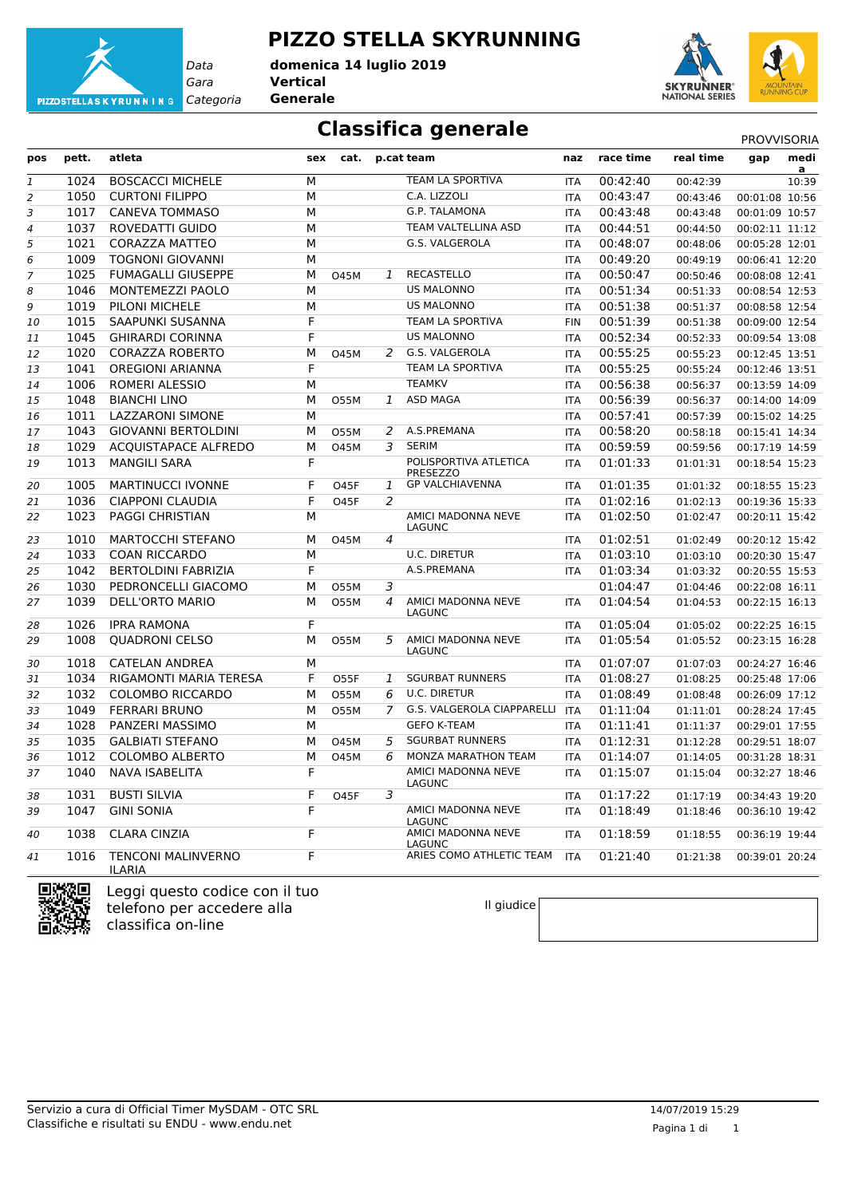# PIZZO STELLA SKYRUNNING

Data: domenica 14 luglio 2019
Gara: Vertical
Categoria: Generale

## Classifica generale

PROVVISORIA

| pos | pett. | atleta | sex | cat. | p.cat | team | naz | race time | real time | gap | media |
|---|---|---|---|---|---|---|---|---|---|---|---|
| 1 | 1024 | BOSCACCI MICHELE | M | | | TEAM LA SPORTIVA | ITA | 00:42:40 | 00:42:39 | | 10:39 |
| 2 | 1050 | CURTONI FILIPPO | M | | | C.A. LIZZOLI | ITA | 00:43:47 | 00:43:46 | 00:01:08 | 10:56 |
| 3 | 1017 | CANEVA TOMMASO | M | | | G.P. TALAMONA | ITA | 00:43:48 | 00:43:48 | 00:01:09 | 10:57 |
| 4 | 1037 | ROVEDATTI GUIDO | M | | | TEAM VALTELLINA ASD | ITA | 00:44:51 | 00:44:50 | 00:02:11 | 11:12 |
| 5 | 1021 | CORAZZA MATTEO | M | | | G.S. VALGEROLA | ITA | 00:48:07 | 00:48:06 | 00:05:28 | 12:01 |
| 6 | 1009 | TOGNONI GIOVANNI | M | | | | ITA | 00:49:20 | 00:49:19 | 00:06:41 | 12:20 |
| 7 | 1025 | FUMAGALLI GIUSEPPE | M | O45M | 1 | RECASTELLO | ITA | 00:50:47 | 00:50:46 | 00:08:08 | 12:41 |
| 8 | 1046 | MONTEMEZZI PAOLO | M | | | US MALONNO | ITA | 00:51:34 | 00:51:33 | 00:08:54 | 12:53 |
| 9 | 1019 | PILONI MICHELE | M | | | US MALONNO | ITA | 00:51:38 | 00:51:37 | 00:08:58 | 12:54 |
| 10 | 1015 | SAAPUNKI SUSANNA | F | | | TEAM LA SPORTIVA | FIN | 00:51:39 | 00:51:38 | 00:09:00 | 12:54 |
| 11 | 1045 | GHIRARDI CORINNA | F | | | US MALONNO | ITA | 00:52:34 | 00:52:33 | 00:09:54 | 13:08 |
| 12 | 1020 | CORAZZA ROBERTO | M | O45M | 2 | G.S. VALGEROLA | ITA | 00:55:25 | 00:55:23 | 00:12:45 | 13:51 |
| 13 | 1041 | OREGIONI ARIANNA | F | | | TEAM LA SPORTIVA | ITA | 00:55:25 | 00:55:24 | 00:12:46 | 13:51 |
| 14 | 1006 | ROMERI ALESSIO | M | | | TEAMKV | ITA | 00:56:38 | 00:56:37 | 00:13:59 | 14:09 |
| 15 | 1048 | BIANCHI LINO | M | O55M | 1 | ASD MAGA | ITA | 00:56:39 | 00:56:37 | 00:14:00 | 14:09 |
| 16 | 1011 | LAZZARONI SIMONE | M | | | | ITA | 00:57:41 | 00:57:39 | 00:15:02 | 14:25 |
| 17 | 1043 | GIOVANNI BERTOLDINI | M | O55M | 2 | A.S.PREMANA | ITA | 00:58:20 | 00:58:18 | 00:15:41 | 14:34 |
| 18 | 1029 | ACQUISTAPACE ALFREDO | M | O45M | 3 | SERIM | ITA | 00:59:59 | 00:59:56 | 00:17:19 | 14:59 |
| 19 | 1013 | MANGILI SARA | F | | | POLISPORTIVA ATLETICA PRESEZZO | ITA | 01:01:33 | 01:01:31 | 00:18:54 | 15:23 |
| 20 | 1005 | MARTINUCCI IVONNE | F | O45F | 1 | GP VALCHIAVENNA | ITA | 01:01:35 | 01:01:32 | 00:18:55 | 15:23 |
| 21 | 1036 | CIAPPONI CLAUDIA | F | O45F | 2 | | ITA | 01:02:16 | 01:02:13 | 00:19:36 | 15:33 |
| 22 | 1023 | PAGGI CHRISTIAN | M | | | AMICI MADONNA NEVE LAGUNC | ITA | 01:02:50 | 01:02:47 | 00:20:11 | 15:42 |
| 23 | 1010 | MARTOCCHI STEFANO | M | O45M | 4 | | ITA | 01:02:51 | 01:02:49 | 00:20:12 | 15:42 |
| 24 | 1033 | COAN RICCARDO | M | | | U.C. DIRETUR | ITA | 01:03:10 | 01:03:10 | 00:20:30 | 15:47 |
| 25 | 1042 | BERTOLDINI FABRIZIA | F | | | A.S.PREMANA | ITA | 01:03:34 | 01:03:32 | 00:20:55 | 15:53 |
| 26 | 1030 | PEDRONCELLI GIACOMO | M | O55M | 3 | | | 01:04:47 | 01:04:46 | 00:22:08 | 16:11 |
| 27 | 1039 | DELL'ORTO MARIO | M | O55M | 4 | AMICI MADONNA NEVE LAGUNC | ITA | 01:04:54 | 01:04:53 | 00:22:15 | 16:13 |
| 28 | 1026 | IPRA RAMONA | F | | | | ITA | 01:05:04 | 01:05:02 | 00:22:25 | 16:15 |
| 29 | 1008 | QUADRONI CELSO | M | O55M | 5 | AMICI MADONNA NEVE LAGUNC | ITA | 01:05:54 | 01:05:52 | 00:23:15 | 16:28 |
| 30 | 1018 | CATELAN ANDREA | M | | | | ITA | 01:07:07 | 01:07:03 | 00:24:27 | 16:46 |
| 31 | 1034 | RIGAMONTI MARIA TERESA | F | O55F | 1 | SGURBAT RUNNERS | ITA | 01:08:27 | 01:08:25 | 00:25:48 | 17:06 |
| 32 | 1032 | COLOMBO RICCARDO | M | O55M | 6 | U.C. DIRETUR | ITA | 01:08:49 | 01:08:48 | 00:26:09 | 17:12 |
| 33 | 1049 | FERRARI BRUNO | M | O55M | 7 | G.S. VALGEROLA CIAPPARELLI | ITA | 01:11:04 | 01:11:01 | 00:28:24 | 17:45 |
| 34 | 1028 | PANZERI MASSIMO | M | | | GEFO K-TEAM | ITA | 01:11:41 | 01:11:37 | 00:29:01 | 17:55 |
| 35 | 1035 | GALBIATI STEFANO | M | O45M | 5 | SGURBAT RUNNERS | ITA | 01:12:31 | 01:12:28 | 00:29:51 | 18:07 |
| 36 | 1012 | COLOMBO ALBERTO | M | O45M | 6 | MONZA MARATHON TEAM | ITA | 01:14:07 | 01:14:05 | 00:31:28 | 18:31 |
| 37 | 1040 | NAVA ISABELITA | F | | | AMICI MADONNA NEVE LAGUNC | ITA | 01:15:07 | 01:15:04 | 00:32:27 | 18:46 |
| 38 | 1031 | BUSTI SILVIA | F | O45F | 3 | | ITA | 01:17:22 | 01:17:19 | 00:34:43 | 19:20 |
| 39 | 1047 | GINI SONIA | F | | | AMICI MADONNA NEVE LAGUNC | ITA | 01:18:49 | 01:18:46 | 00:36:10 | 19:42 |
| 40 | 1038 | CLARA CINZIA | F | | | AMICI MADONNA NEVE LAGUNC | ITA | 01:18:59 | 01:18:55 | 00:36:19 | 19:44 |
| 41 | 1016 | TENCONI MALINVERNO ILARIA | F | | | ARIES COMO ATHLETIC TEAM | ITA | 01:21:40 | 01:21:38 | 00:39:01 | 20:24 |

Leggi questo codice con il tuo telefono per accedere alla classifica on-line

Il giudice

Servizio a cura di Official Timer MySDAM - OTC SRL
Classifiche e risultati su ENDU - www.endu.net

14/07/2019 15:29